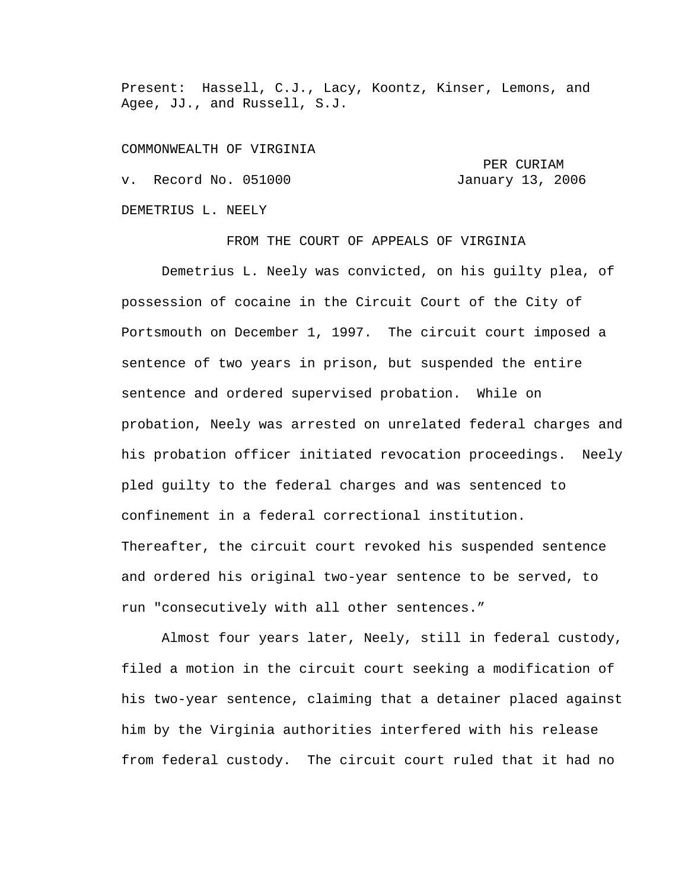Present: Hassell, C.J., Lacy, Koontz, Kinser, Lemons, and Agee, JJ., and Russell, S.J.

COMMONWEALTH OF VIRGINIA

PER CURIAM

v. Record No. 051000 January 13, 2006

DEMETRIUS L. NEELY

FROM THE COURT OF APPEALS OF VIRGINIA

Demetrius L. Neely was convicted, on his guilty plea, of possession of cocaine in the Circuit Court of the City of Portsmouth on December 1, 1997. The circuit court imposed a sentence of two years in prison, but suspended the entire sentence and ordered supervised probation. While on probation, Neely was arrested on unrelated federal charges and his probation officer initiated revocation proceedings. Neely pled guilty to the federal charges and was sentenced to confinement in a federal correctional institution. Thereafter, the circuit court revoked his suspended sentence and ordered his original two-year sentence to be served, to run "consecutively with all other sentences."

Almost four years later, Neely, still in federal custody, filed a motion in the circuit court seeking a modification of his two-year sentence, claiming that a detainer placed against him by the Virginia authorities interfered with his release from federal custody. The circuit court ruled that it had no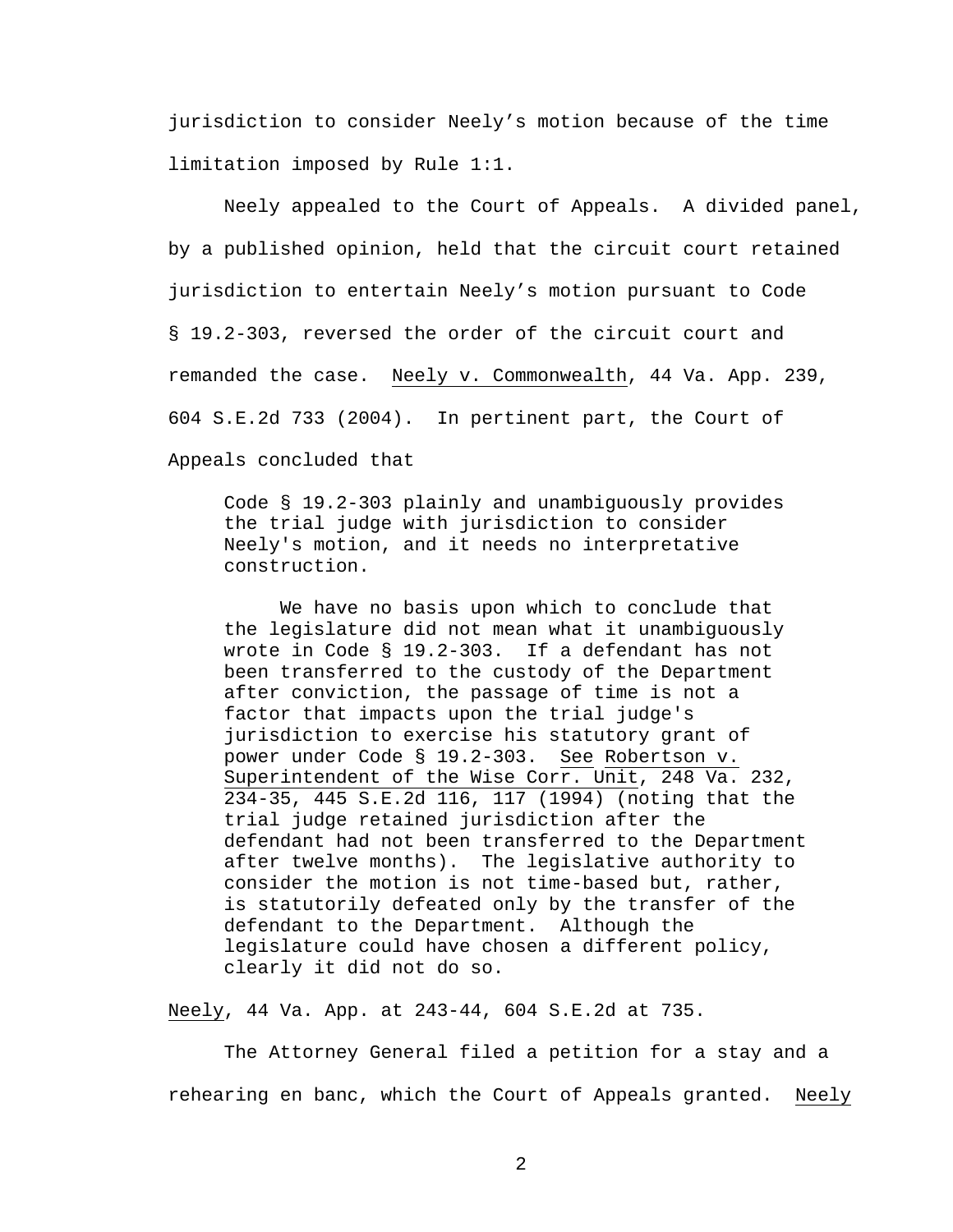jurisdiction to consider Neely's motion because of the time limitation imposed by Rule 1:1.

Neely appealed to the Court of Appeals. A divided panel, by a published opinion, held that the circuit court retained jurisdiction to entertain Neely's motion pursuant to Code § 19.2-303, reversed the order of the circuit court and remanded the case. Neely v. Commonwealth, 44 Va. App. 239, 604 S.E.2d 733 (2004). In pertinent part, the Court of Appeals concluded that

> Code § 19.2-303 plainly and unambiguously provides the trial judge with jurisdiction to consider Neely's motion, and it needs no interpretative construction.
>
> We have no basis upon which to conclude that the legislature did not mean what it unambiguously wrote in Code § 19.2-303. If a defendant has not been transferred to the custody of the Department after conviction, the passage of time is not a factor that impacts upon the trial judge's jurisdiction to exercise his statutory grant of power under Code § 19.2-303. See Robertson v. Superintendent of the Wise Corr. Unit, 248 Va. 232, 234-35, 445 S.E.2d 116, 117 (1994) (noting that the trial judge retained jurisdiction after the defendant had not been transferred to the Department after twelve months). The legislative authority to consider the motion is not time-based but, rather, is statutorily defeated only by the transfer of the defendant to the Department. Although the legislature could have chosen a different policy, clearly it did not do so.

Neely, 44 Va. App. at 243-44, 604 S.E.2d at 735.

The Attorney General filed a petition for a stay and a rehearing en banc, which the Court of Appeals granted. Neely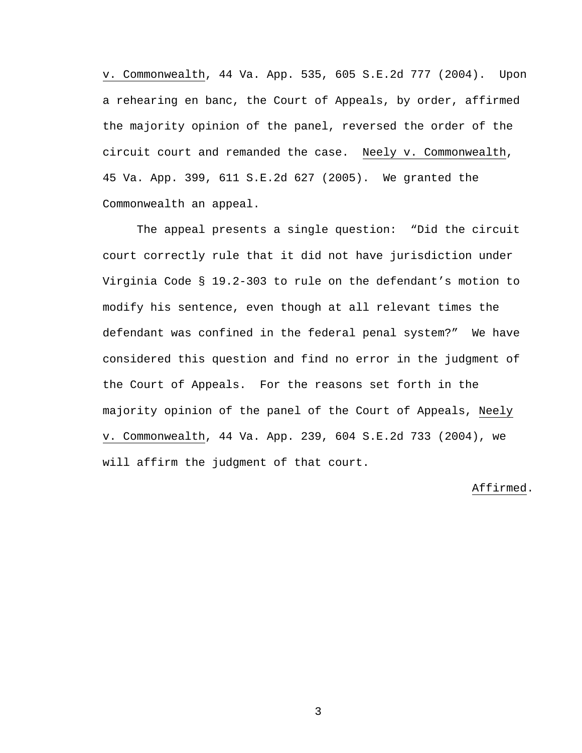v. Commonwealth, 44 Va. App. 535, 605 S.E.2d 777 (2004). Upon a rehearing en banc, the Court of Appeals, by order, affirmed the majority opinion of the panel, reversed the order of the circuit court and remanded the case. Neely v. Commonwealth, 45 Va. App. 399, 611 S.E.2d 627 (2005). We granted the Commonwealth an appeal.

The appeal presents a single question: "Did the circuit court correctly rule that it did not have jurisdiction under Virginia Code § 19.2-303 to rule on the defendant's motion to modify his sentence, even though at all relevant times the defendant was confined in the federal penal system?" We have considered this question and find no error in the judgment of the Court of Appeals. For the reasons set forth in the majority opinion of the panel of the Court of Appeals, Neely v. Commonwealth, 44 Va. App. 239, 604 S.E.2d 733 (2004), we will affirm the judgment of that court.

Affirmed.